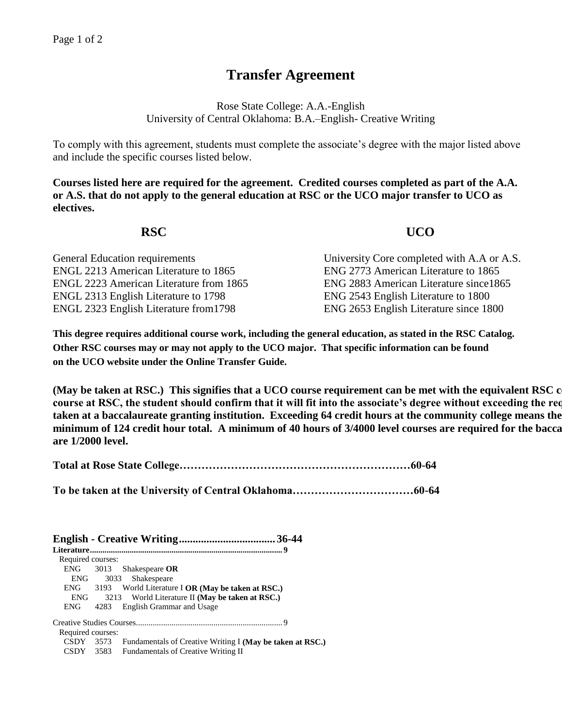# Transfer Agreement

Rose State College: A.A.-English
University of Central Oklahoma: B.A.–English- Creative Writing

To comply with this agreement, students must complete the associate's degree with the major listed above and include the specific courses listed below.

**Courses listed here are required for the agreement. Credited courses completed as part of the A.A. or A.S. that do not apply to the general education at RSC or the UCO major transfer to UCO as electives.**

| RSC | UCO |
|---|---|
| General Education requirements | University Core completed with A.A or A.S. |
| ENGL 2213 American Literature to 1865 | ENG 2773 American Literature to 1865 |
| ENGL 2223 American Literature from 1865 | ENG 2883 American Literature since1865 |
| ENGL 2313 English Literature to 1798 | ENG 2543 English Literature to 1800 |
| ENGL 2323 English Literature from1798 | ENG 2653 English Literature since 1800 |

**This degree requires additional course work, including the general education, as stated in the RSC Catalog. Other RSC courses may or may not apply to the UCO major. That specific information can be found on the UCO website under the Online Transfer Guide.**

**(May be taken at RSC.) This signifies that a UCO course requirement can be met with the equivalent RSC c course at RSC, the student should confirm that it will fit into the associate's degree without exceeding the req taken at a baccalaureate granting institution. Exceeding 64 credit hours at the community college means the minimum of 124 credit hour total. A minimum of 40 hours of 3/4000 level courses are required for the bacca are 1/2000 level.**

**Total at Rose State College……………………………………………………60-64**

**To be taken at the University of Central Oklahoma……………………………60-64**

**English - Creative Writing.................................. 36-44**

**Literature........................................................................................ 9**

Required courses:
- ENG 3013 Shakespeare **OR**
  - ENG 3033 Shakespeare
- ENG 3193 World Literature I **OR (May be taken at RSC.)**
  - ENG 3213 World Literature II **(May be taken at RSC.)**
- ENG 4283 English Grammar and Usage

Creative Studies Courses...................................................................... 9

Required courses:
- CSDY 3573 Fundamentals of Creative Writing I **(May be taken at RSC.)**
- CSDY 3583 Fundamentals of Creative Writing II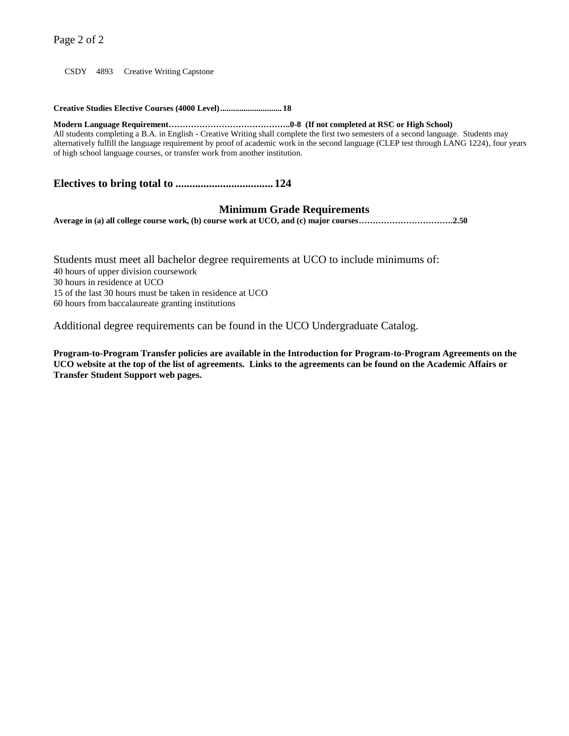CSDY 4893 Creative Writing Capstone

**Creative Studies Elective Courses (4000 Level)............................ 18**

**Modern Language Requirement……………………………………..0-8 (If not completed at RSC or High School)**
All students completing a B.A. in English - Creative Writing shall complete the first two semesters of a second language. Students may alternatively fulfill the language requirement by proof of academic work in the second language (CLEP test through LANG 1224), four years of high school language courses, or transfer work from another institution.

## Electives to bring total to .................................. 124

### Minimum Grade Requirements

**Average in (a) all college course work, (b) course work at UCO, and (c) major courses…………………………….2.50**

Students must meet all bachelor degree requirements at UCO to include minimums of:
40 hours of upper division coursework
30 hours in residence at UCO
15 of the last 30 hours must be taken in residence at UCO
60 hours from baccalaureate granting institutions

Additional degree requirements can be found in the UCO Undergraduate Catalog.

**Program-to-Program Transfer policies are available in the Introduction for Program-to-Program Agreements on the UCO website at the top of the list of agreements. Links to the agreements can be found on the Academic Affairs or Transfer Student Support web pages.**